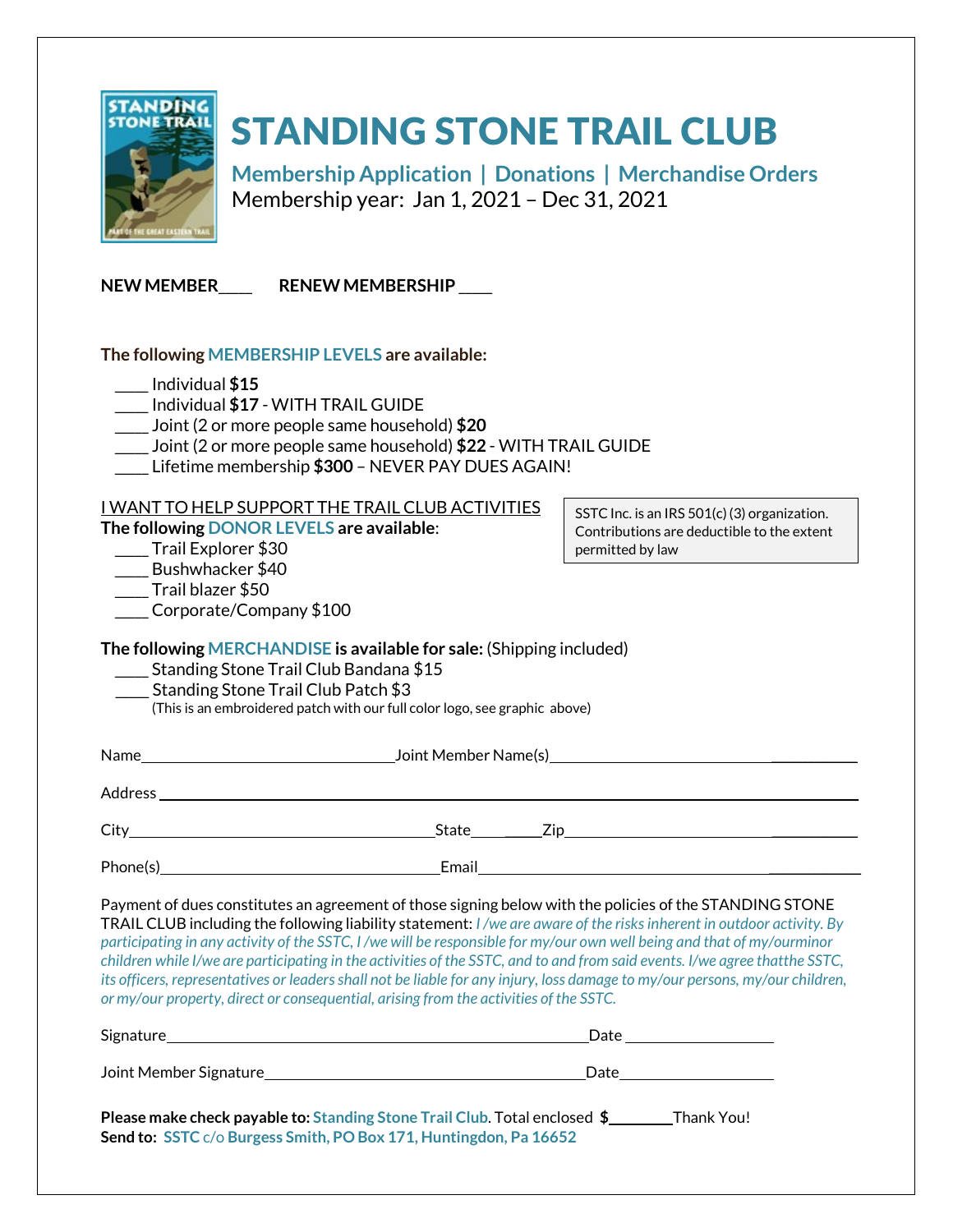# STANDING STONE TRAIL CLUB

## Membership Application | Donations | Merchandise Orders

Membership year: Jan 1, 2021 – Dec 31, 2021

**NEW MEMBER**____ **RENEW MEMBERSHIP** ____

**The following MEMBERSHIP LEVELS are available:**

____ Individual **$15**
____ Individual **$17** - WITH TRAIL GUIDE
____ Joint (2 or more people same household) **$20**
____ Joint (2 or more people same household) **$22** - WITH TRAIL GUIDE
____ Lifetime membership **$300** – NEVER PAY DUES AGAIN!

I WANT TO HELP SUPPORT THE TRAIL CLUB ACTIVITIES
**The following DONOR LEVELS are available**:

____ Trail Explorer $30
____ Bushwhacker $40
____ Trail blazer $50
____ Corporate/Company $100

SSTC Inc. is an IRS 501(c) (3) organization. Contributions are deductible to the extent permitted by law

**The following MERCHANDISE is available for sale:** (Shipping included)

____ Standing Stone Trail Club Bandana $15
____ Standing Stone Trail Club Patch $3
(This is an embroidered patch with our full color logo, see graphic above)

Name________________________________Joint Member Name(s)________________________________

Address ____________________________________________________________________________

City________________________________State__________Zip________________________________

Phone(s)____________________________Email______________________________________________

Payment of dues constitutes an agreement of those signing below with the policies of the STANDING STONE TRAIL CLUB including the following liability statement: *I /we are aware of the risks inherent in outdoor activity. By participating in any activity of the SSTC, I /we will be responsible for my/our own well being and that of my/ourminor children while I/we are participating in the activities of the SSTC, and to and from said events. I/we agree thatthe SSTC, its officers, representatives or leaders shall not be liable for any injury, loss damage to my/our persons, my/our children, or my/our property, direct or consequential, arising from the activities of the SSTC.*

Signature____________________________________________________Date ____________________

Joint Member Signature________________________________________Date____________________

**Please make check payable to: Standing Stone Trail Club**. Total enclosed **$**________Thank You!
**Send to: SSTC** c/o **Burgess Smith, PO Box 171, Huntingdon, Pa 16652**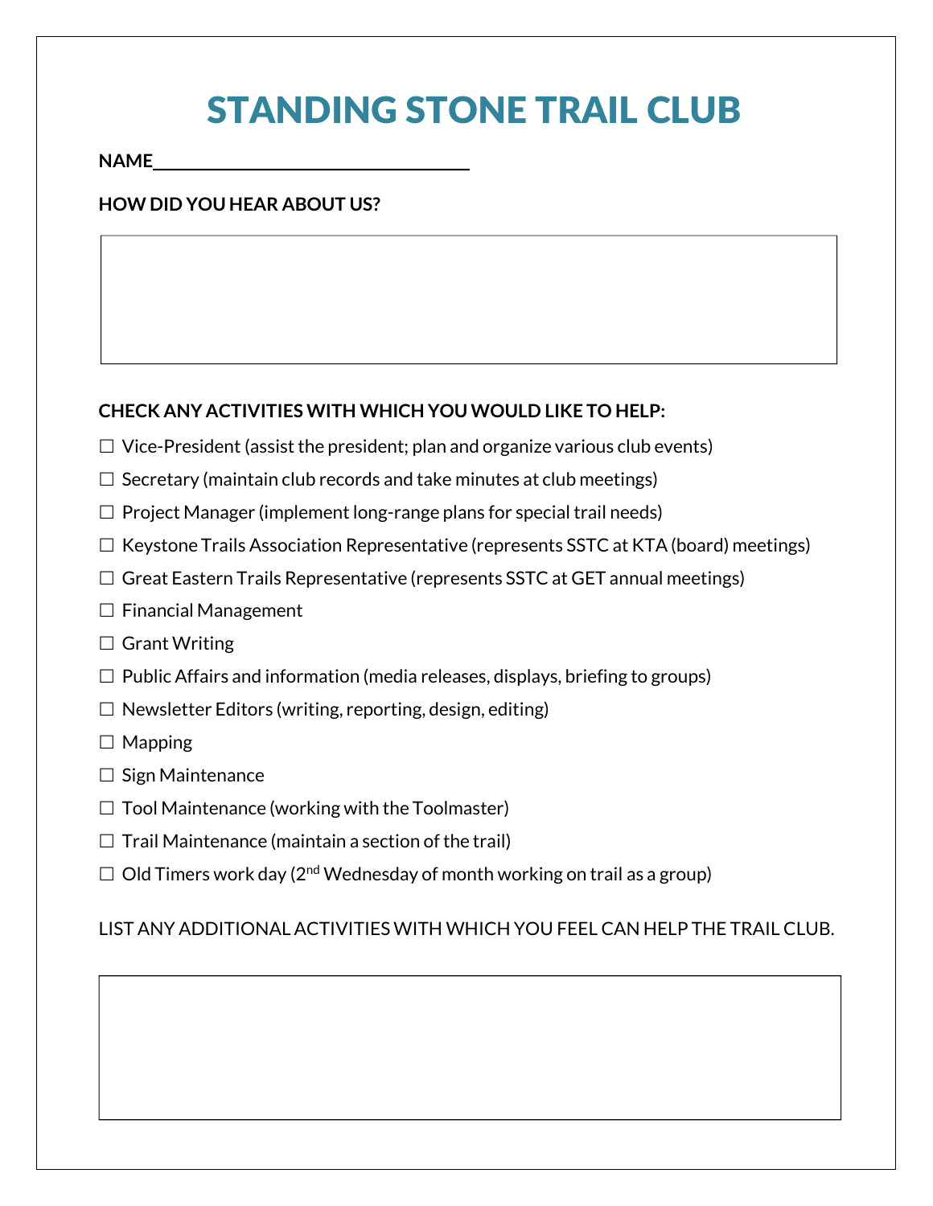# STANDING STONE TRAIL CLUB

**NAME**\_\_\_\_\_\_\_\_\_\_\_\_\_\_\_\_\_\_\_\_\_\_\_\_\_\_\_\_\_\_\_\_

**HOW DID YOU HEAR ABOUT US?**

**CHECK ANY ACTIVITIES WITH WHICH YOU WOULD LIKE TO HELP:**

☐ Vice-President (assist the president; plan and organize various club events)

☐ Secretary (maintain club records and take minutes at club meetings)

☐ Project Manager (implement long-range plans for special trail needs)

☐ Keystone Trails Association Representative (represents SSTC at KTA (board) meetings)

☐ Great Eastern Trails Representative (represents SSTC at GET annual meetings)

☐ Financial Management

☐ Grant Writing

☐ Public Affairs and information (media releases, displays, briefing to groups)

☐ Newsletter Editors (writing, reporting, design, editing)

☐ Mapping

☐ Sign Maintenance

☐ Tool Maintenance (working with the Toolmaster)

☐ Trail Maintenance (maintain a section of the trail)

☐ Old Timers work day (2nd Wednesday of month working on trail as a group)

LIST ANY ADDITIONAL ACTIVITIES WITH WHICH YOU FEEL CAN HELP THE TRAIL CLUB.